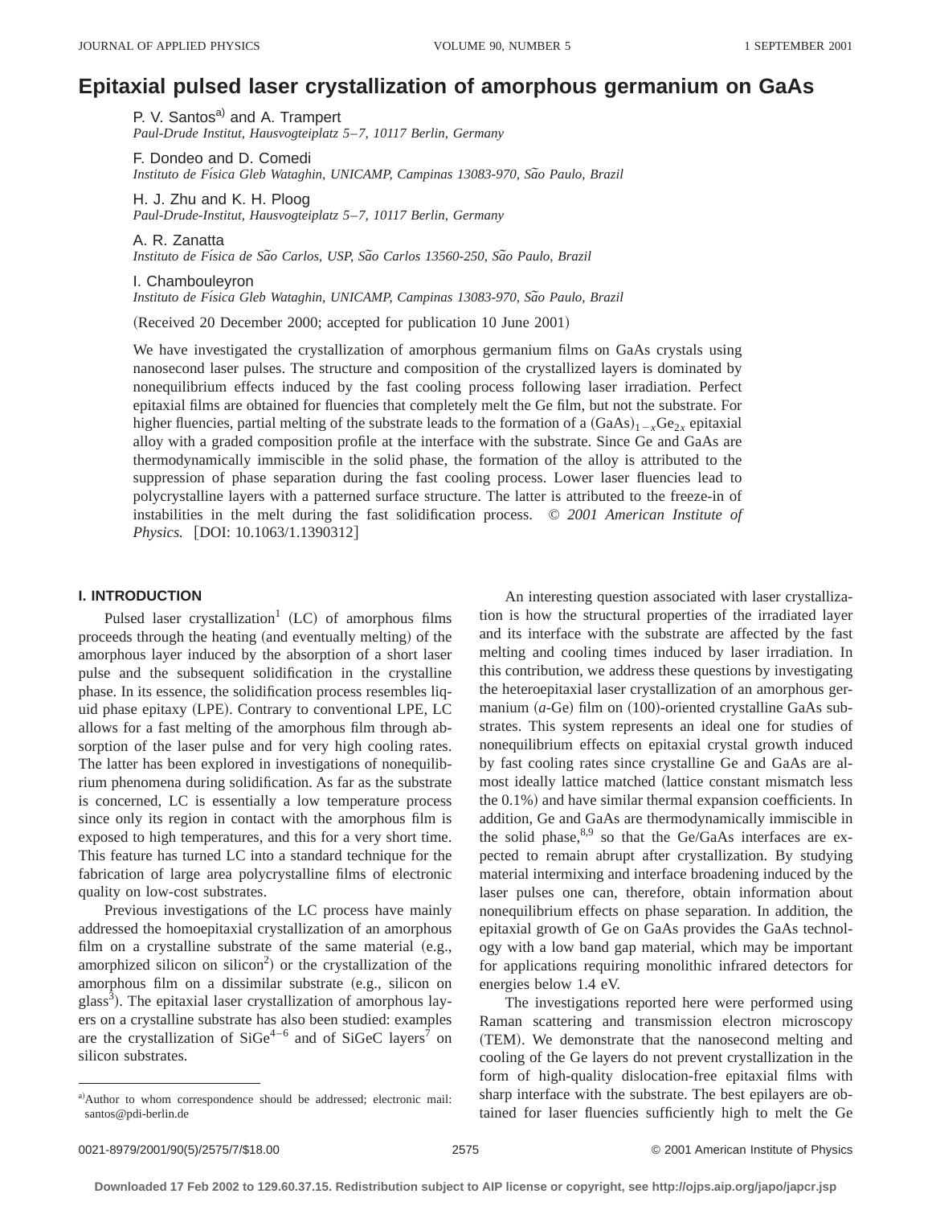# Epitaxial pulsed laser crystallization of amorphous germanium on GaAs

P. V. Santos[a] and A. Trampert
*Paul-Drude Institut, Hausvogteiplatz 5–7, 10117 Berlin, Germany*

F. Dondeo and D. Comedi
*Instituto de Física Gleb Wataghin, UNICAMP, Campinas 13083-970, São Paulo, Brazil*

H. J. Zhu and K. H. Ploog
*Paul-Drude-Institut, Hausvogteiplatz 5–7, 10117 Berlin, Germany*

A. R. Zanatta
*Instituto de Física de São Carlos, USP, São Carlos 13560-250, São Paulo, Brazil*

I. Chambouleyron
*Instituto de Física Gleb Wataghin, UNICAMP, Campinas 13083-970, São Paulo, Brazil*

(Received 20 December 2000; accepted for publication 10 June 2001)

We have investigated the crystallization of amorphous germanium films on GaAs crystals using nanosecond laser pulses. The structure and composition of the crystallized layers is dominated by nonequilibrium effects induced by the fast cooling process following laser irradiation. Perfect epitaxial films are obtained for fluencies that completely melt the Ge film, but not the substrate. For higher fluencies, partial melting of the substrate leads to the formation of a $(GaAs)_{1-x}Ge_{2x}$ epitaxial alloy with a graded composition profile at the interface with the substrate. Since Ge and GaAs are thermodynamically immiscible in the solid phase, the formation of the alloy is attributed to the suppression of phase separation during the fast cooling process. Lower laser fluencies lead to polycrystalline layers with a patterned surface structure. The latter is attributed to the freeze-in of instabilities in the melt during the fast solidification process. © *2001 American Institute of Physics.* [DOI: 10.1063/1.1390312]

## I. INTRODUCTION

Pulsed laser crystallization[1] (LC) of amorphous films proceeds through the heating (and eventually melting) of the amorphous layer induced by the absorption of a short laser pulse and the subsequent solidification in the crystalline phase. In its essence, the solidification process resembles liquid phase epitaxy (LPE). Contrary to conventional LPE, LC allows for a fast melting of the amorphous film through absorption of the laser pulse and for very high cooling rates. The latter has been explored in investigations of nonequilibrium phenomena during solidification. As far as the substrate is concerned, LC is essentially a low temperature process since only its region in contact with the amorphous film is exposed to high temperatures, and this for a very short time. This feature has turned LC into a standard technique for the fabrication of large area polycrystalline films of electronic quality on low-cost substrates.

Previous investigations of the LC process have mainly addressed the homoepitaxial crystallization of an amorphous film on a crystalline substrate of the same material (e.g., amorphized silicon on silicon[2]) or the crystallization of the amorphous film on a dissimilar substrate (e.g., silicon on glass[3]). The epitaxial laser crystallization of amorphous layers on a crystalline substrate has also been studied: examples are the crystallization of SiGe[4–6] and of SiGeC layers[7] on silicon substrates.

An interesting question associated with laser crystallization is how the structural properties of the irradiated layer and its interface with the substrate are affected by the fast melting and cooling times induced by laser irradiation. In this contribution, we address these questions by investigating the heteroepitaxial laser crystallization of an amorphous germanium (*a*-Ge) film on (100)-oriented crystalline GaAs substrates. This system represents an ideal one for studies of nonequilibrium effects on epitaxial crystal growth induced by fast cooling rates since crystalline Ge and GaAs are almost ideally lattice matched (lattice constant mismatch less the 0.1%) and have similar thermal expansion coefficients. In addition, Ge and GaAs are thermodynamically immiscible in the solid phase,[8,9] so that the Ge/GaAs interfaces are expected to remain abrupt after crystallization. By studying material intermixing and interface broadening induced by the laser pulses one can, therefore, obtain information about nonequilibrium effects on phase separation. In addition, the epitaxial growth of Ge on GaAs provides the GaAs technology with a low band gap material, which may be important for applications requiring monolithic infrared detectors for energies below 1.4 eV.

The investigations reported here were performed using Raman scattering and transmission electron microscopy (TEM). We demonstrate that the nanosecond melting and cooling of the Ge layers do not prevent crystallization in the form of high-quality dislocation-free epitaxial films with sharp interface with the substrate. The best epilayers are obtained for laser fluencies sufficiently high to melt the Ge

[a] Author to whom correspondence should be addressed; electronic mail: santos@pdi-berlin.de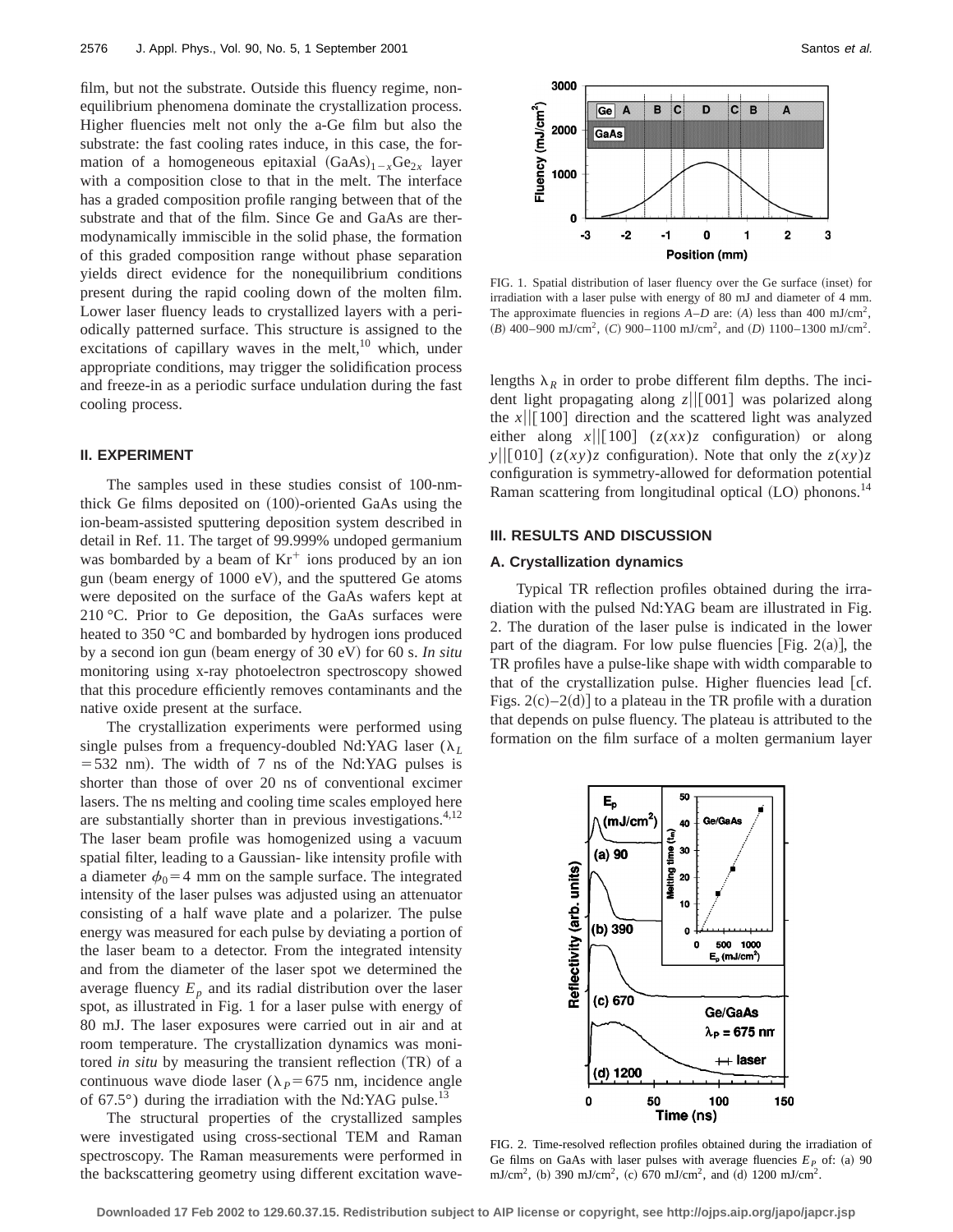film, but not the substrate. Outside this fluency regime, nonequilibrium phenomena dominate the crystallization process. Higher fluencies melt not only the a-Ge film but also the substrate: the fast cooling rates induce, in this case, the formation of a homogeneous epitaxial $(GaAs)_{1-x}Ge_{2x}$ layer with a composition close to that in the melt. The interface has a graded composition profile ranging between that of the substrate and that of the film. Since Ge and GaAs are thermodynamically immiscible in the solid phase, the formation of this graded composition range without phase separation yields direct evidence for the nonequilibrium conditions present during the rapid cooling down of the molten film. Lower laser fluency leads to crystallized layers with a periodically patterned surface. This structure is assigned to the excitations of capillary waves in the melt,[10] which, under appropriate conditions, may trigger the solidification process and freeze-in as a periodic surface undulation during the fast cooling process.

## II. EXPERIMENT

The samples used in these studies consist of 100-nm-thick Ge films deposited on (100)-oriented GaAs using the ion-beam-assisted sputtering deposition system described in detail in Ref. 11. The target of 99.999% undoped germanium was bombarded by a beam of $Kr^+$ ions produced by an ion gun (beam energy of 1000 eV), and the sputtered Ge atoms were deposited on the surface of the GaAs wafers kept at 210 °C. Prior to Ge deposition, the GaAs surfaces were heated to 350 °C and bombarded by hydrogen ions produced by a second ion gun (beam energy of 30 eV) for 60 s. *In situ* monitoring using x-ray photoelectron spectroscopy showed that this procedure efficiently removes contaminants and the native oxide present at the surface.

The crystallization experiments were performed using single pulses from a frequency-doubled Nd:YAG laser ($\lambda_L$ = 532 nm). The width of 7 ns of the Nd:YAG pulses is shorter than those of over 20 ns of conventional excimer lasers. The ns melting and cooling time scales employed here are substantially shorter than in previous investigations.[4,12] The laser beam profile was homogenized using a vacuum spatial filter, leading to a Gaussian- like intensity profile with a diameter $\phi_0$ = 4 mm on the sample surface. The integrated intensity of the laser pulses was adjusted using an attenuator consisting of a half wave plate and a polarizer. The pulse energy was measured for each pulse by deviating a portion of the laser beam to a detector. From the integrated intensity and from the diameter of the laser spot we determined the average fluency $E_p$ and its radial distribution over the laser spot, as illustrated in Fig. 1 for a laser pulse with energy of 80 mJ. The laser exposures were carried out in air and at room temperature. The crystallization dynamics was monitored *in situ* by measuring the transient reflection (TR) of a continuous wave diode laser ($\lambda_P$ = 675 nm, incidence angle of 67.5°) during the irradiation with the Nd:YAG pulse.[13]

The structural properties of the crystallized samples were investigated using cross-sectional TEM and Raman spectroscopy. The Raman measurements were performed in the backscattering geometry using different excitation wavelengths $\lambda_R$ in order to probe different film depths. The incident light propagating along $z||[001]$ was polarized along the $x||[100]$ direction and the scattered light was analyzed either along $x||[100]$ ($z(xx)z$ configuration) or along $y||[010]$ ($z(xy)z$ configuration). Note that only the $z(xy)z$ configuration is symmetry-allowed for deformation potential Raman scattering from longitudinal optical (LO) phonons.[14]

FIG. 1. Spatial distribution of laser fluency over the Ge surface (inset) for irradiation with a laser pulse with energy of 80 mJ and diameter of 4 mm. The approximate fluencies in regions *A*–*D* are: (*A*) less than 400 mJ/cm², (*B*) 400–900 mJ/cm², (*C*) 900–1100 mJ/cm², and (*D*) 1100–1300 mJ/cm².

## III. RESULTS AND DISCUSSION

### A. Crystallization dynamics

Typical TR reflection profiles obtained during the irradiation with the pulsed Nd:YAG beam are illustrated in Fig. 2. The duration of the laser pulse is indicated in the lower part of the diagram. For low pulse fluencies [Fig. 2(a)], the TR profiles have a pulse-like shape with width comparable to that of the crystallization pulse. Higher fluencies lead [cf. Figs. 2(c)–2(d)] to a plateau in the TR profile with a duration that depends on pulse fluency. The plateau is attributed to the formation on the film surface of a molten germanium layer

FIG. 2. Time-resolved reflection profiles obtained during the irradiation of Ge films on GaAs with laser pulses with average fluencies $E_P$ of: (a) 90 mJ/cm², (b) 390 mJ/cm², (c) 670 mJ/cm², and (d) 1200 mJ/cm².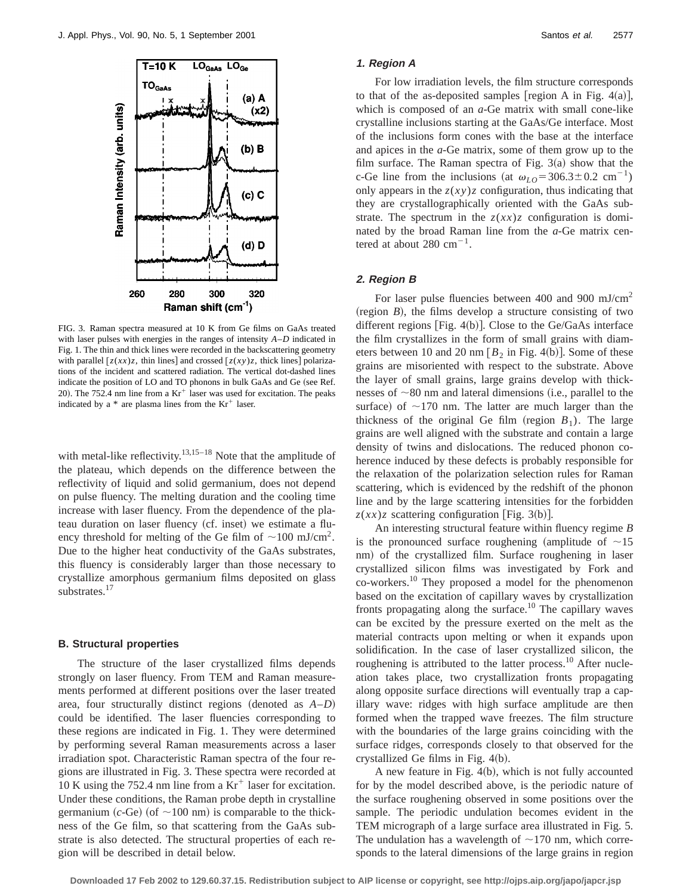FIG. 3. Raman spectra measured at 10 K from Ge films on GaAs treated with laser pulses with energies in the ranges of intensity $A$–$D$ indicated in Fig. 1. The thin and thick lines were recorded in the backscattering geometry with parallel [$z(xx)z$, thin lines] and crossed [$z(xy)z$, thick lines] polarizations of the incident and scattered radiation. The vertical dot-dashed lines indicate the position of LO and TO phonons in bulk GaAs and Ge (see Ref. 20). The 752.4 nm line from a $Kr^+$ laser was used for excitation. The peaks indicated by a * are plasma lines from the $Kr^+$ laser.

with metal-like reflectivity.[13,15–18] Note that the amplitude of the plateau, which depends on the difference between the reflectivity of liquid and solid germanium, does not depend on pulse fluency. The melting duration and the cooling time increase with laser fluency. From the dependence of the plateau duration on laser fluency (cf. inset) we estimate a fluency threshold for melting of the Ge film of $\sim$100 mJ/cm$^2$. Due to the higher heat conductivity of the GaAs substrates, this fluency is considerably larger than those necessary to crystallize amorphous germanium films deposited on glass substrates.[17]

### B. Structural properties

The structure of the laser crystallized films depends strongly on laser fluency. From TEM and Raman measurements performed at different positions over the laser treated area, four structurally distinct regions (denoted as $A$–$D$) could be identified. The laser fluencies corresponding to these regions are indicated in Fig. 1. They were determined by performing several Raman measurements across a laser irradiation spot. Characteristic Raman spectra of the four regions are illustrated in Fig. 3. These spectra were recorded at 10 K using the 752.4 nm line from a $Kr^+$ laser for excitation. Under these conditions, the Raman probe depth in crystalline germanium (c-Ge) (of $\sim$100 nm) is comparable to the thickness of the Ge film, so that scattering from the GaAs substrate is also detected. The structural properties of each region will be described in detail below.

#### 1. Region A

For low irradiation levels, the film structure corresponds to that of the as-deposited samples [region A in Fig. 4(a)], which is composed of an *a*-Ge matrix with small cone-like crystalline inclusions starting at the GaAs/Ge interface. Most of the inclusions form cones with the base at the interface and apices in the *a*-Ge matrix, some of them grow up to the film surface. The Raman spectra of Fig. 3(a) show that the c-Ge line from the inclusions (at $\omega_{LO} = 306.3 \pm 0.2$ cm$^{-1}$) only appears in the $z(xy)z$ configuration, thus indicating that they are crystallographically oriented with the GaAs substrate. The spectrum in the $z(xx)z$ configuration is dominated by the broad Raman line from the *a*-Ge matrix centered at about 280 cm$^{-1}$.

#### 2. Region B

For laser pulse fluencies between 400 and 900 mJ/cm$^2$ (region $B$), the films develop a structure consisting of two different regions [Fig. 4(b)]. Close to the Ge/GaAs interface the film crystallizes in the form of small grains with diameters between 10 and 20 nm [$B_2$ in Fig. 4(b)]. Some of these grains are misoriented with respect to the substrate. Above the layer of small grains, large grains develop with thicknesses of $\sim$80 nm and lateral dimensions (i.e., parallel to the surface) of $\sim$170 nm. The latter are much larger than the thickness of the original Ge film (region $B_1$). The large grains are well aligned with the substrate and contain a large density of twins and dislocations. The reduced phonon coherence induced by these defects is probably responsible for the relaxation of the polarization selection rules for Raman scattering, which is evidenced by the redshift of the phonon line and by the large scattering intensities for the forbidden $z(xx)z$ scattering configuration [Fig. 3(b)].

An interesting structural feature within fluency regime $B$ is the pronounced surface roughening (amplitude of $\sim$15 nm) of the crystallized film. Surface roughening in laser crystallized silicon films was investigated by Fork and co-workers.[10] They proposed a model for the phenomenon based on the excitation of capillary waves by crystallization fronts propagating along the surface.[10] The capillary waves can be excited by the pressure exerted on the melt as the material contracts upon melting or when it expands upon solidification. In the case of laser crystallized silicon, the roughening is attributed to the latter process.[10] After nucleation takes place, two crystallization fronts propagating along opposite surface directions will eventually trap a capillary wave: ridges with high surface amplitude are then formed when the trapped wave freezes. The film structure with the boundaries of the large grains coinciding with the surface ridges, corresponds closely to that observed for the crystallized Ge films in Fig. 4(b).

A new feature in Fig. 4(b), which is not fully accounted for by the model described above, is the periodic nature of the surface roughening observed in some positions over the sample. The periodic undulation becomes evident in the TEM micrograph of a large surface area illustrated in Fig. 5. The undulation has a wavelength of $\sim$170 nm, which corresponds to the lateral dimensions of the large grains in region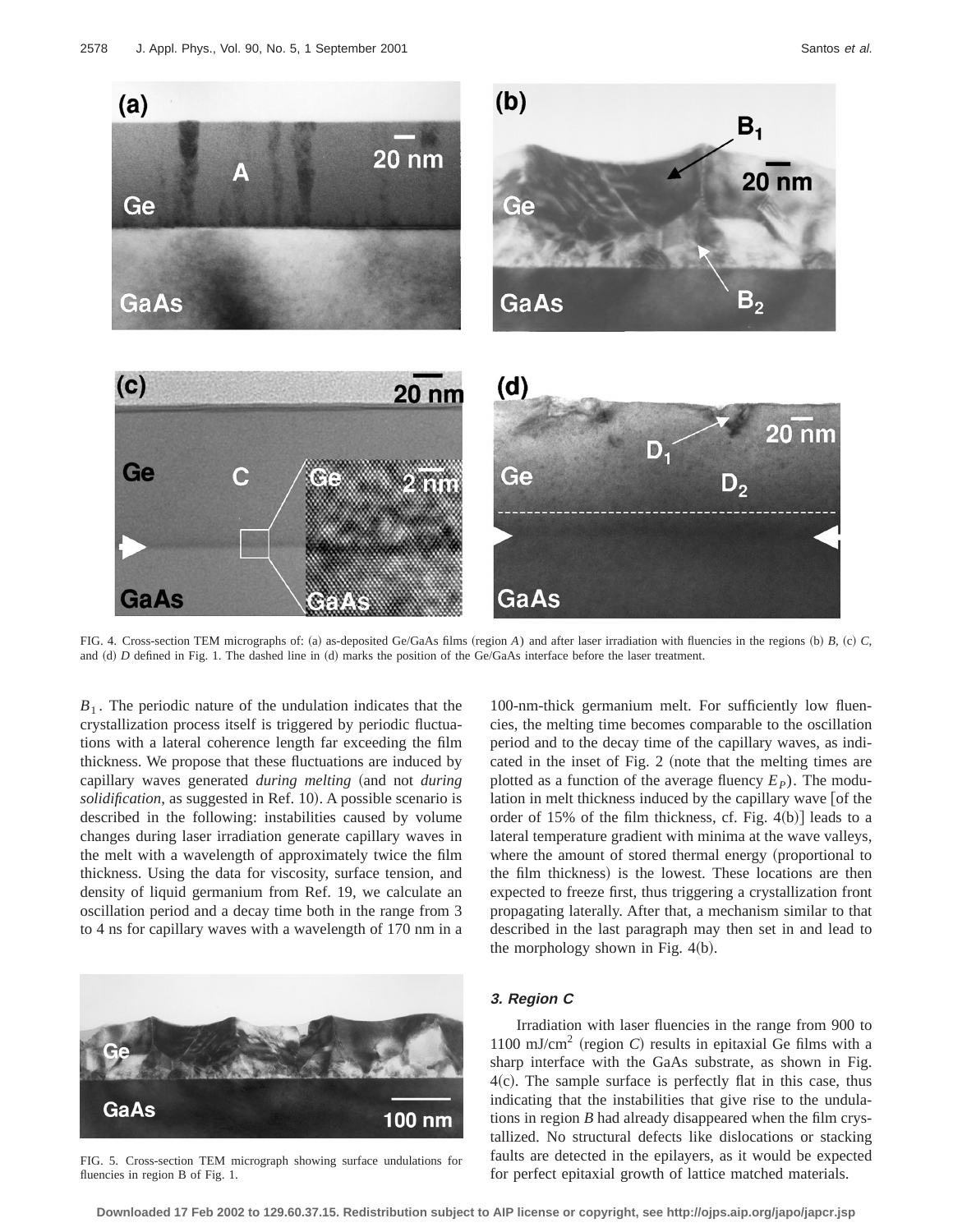FIG. 4. Cross-section TEM micrographs of: (a) as-deposited Ge/GaAs films (region *A*) and after laser irradiation with fluencies in the regions (b) *B*, (c) *C*, and (d) *D* defined in Fig. 1. The dashed line in (d) marks the position of the Ge/GaAs interface before the laser treatment.

$B_1$. The periodic nature of the undulation indicates that the crystallization process itself is triggered by periodic fluctuations with a lateral coherence length far exceeding the film thickness. We propose that these fluctuations are induced by capillary waves generated *during melting* (and not *during solidification*, as suggested in Ref. 10). A possible scenario is described in the following: instabilities caused by volume changes during laser irradiation generate capillary waves in the melt with a wavelength of approximately twice the film thickness. Using the data for viscosity, surface tension, and density of liquid germanium from Ref. 19, we calculate an oscillation period and a decay time both in the range from 3 to 4 ns for capillary waves with a wavelength of 170 nm in a 100-nm-thick germanium melt. For sufficiently low fluencies, the melting time becomes comparable to the oscillation period and to the decay time of the capillary waves, as indicated in the inset of Fig. 2 (note that the melting times are plotted as a function of the average fluency $E_P$). The modulation in melt thickness induced by the capillary wave [of the order of 15% of the film thickness, cf. Fig. 4(b)] leads to a lateral temperature gradient with minima at the wave valleys, where the amount of stored thermal energy (proportional to the film thickness) is the lowest. These locations are then expected to freeze first, thus triggering a crystallization front propagating laterally. After that, a mechanism similar to that described in the last paragraph may then set in and lead to the morphology shown in Fig. 4(b).

FIG. 5. Cross-section TEM micrograph showing surface undulations for fluencies in region B of Fig. 1.

### 3. Region C

Irradiation with laser fluencies in the range from 900 to 1100 mJ/cm$^2$ (region *C*) results in epitaxial Ge films with a sharp interface with the GaAs substrate, as shown in Fig. 4(c). The sample surface is perfectly flat in this case, thus indicating that the instabilities that give rise to the undulations in region *B* had already disappeared when the film crystallized. No structural defects like dislocations or stacking faults are detected in the epilayers, as it would be expected for perfect epitaxial growth of lattice matched materials.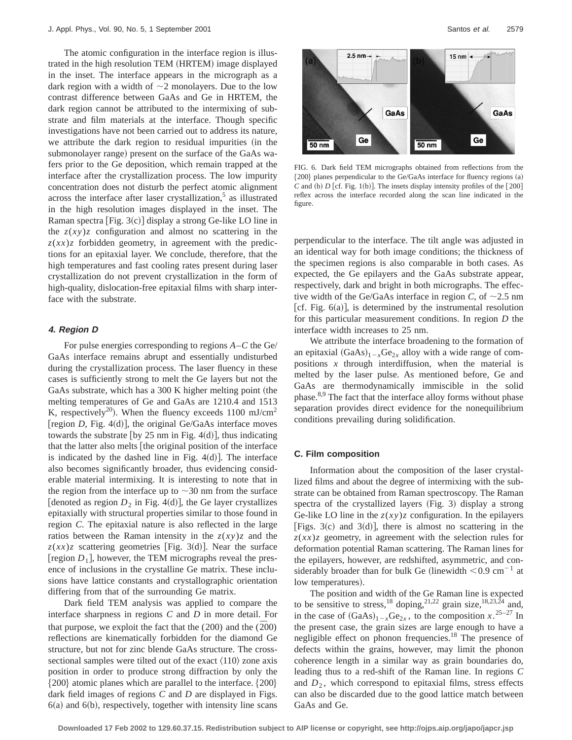The atomic configuration in the interface region is illustrated in the high resolution TEM (HRTEM) image displayed in the inset. The interface appears in the micrograph as a dark region with a width of ~2 monolayers. Due to the low contrast difference between GaAs and Ge in HRTEM, the dark region cannot be attributed to the intermixing of substrate and film materials at the interface. Though specific investigations have not been carried out to address its nature, we attribute the dark region to residual impurities (in the submonolayer range) present on the surface of the GaAs wafers prior to the Ge deposition, which remain trapped at the interface after the crystallization process. The low impurity concentration does not disturb the perfect atomic alignment across the interface after laser crystallization,[5] as illustrated in the high resolution images displayed in the inset. The Raman spectra [Fig. 3(c)] display a strong Ge-like LO line in the $z(xy)z$ configuration and almost no scattering in the $z(xx)z$ forbidden geometry, in agreement with the predictions for an epitaxial layer. We conclude, therefore, that the high temperatures and fast cooling rates present during laser crystallization do not prevent crystallization in the form of high-quality, dislocation-free epitaxial films with sharp interface with the substrate.

#### *4. Region D*

For pulse energies corresponding to regions *A*–*C* the Ge/GaAs interface remains abrupt and essentially undisturbed during the crystallization process. The laser fluency in these cases is sufficiently strong to melt the Ge layers but not the GaAs substrate, which has a 300 K higher melting point (the melting temperatures of Ge and GaAs are 1210.4 and 1513 K, respectively[20]). When the fluency exceeds 1100 mJ/cm$^2$ [region *D*, Fig. 4(d)], the original Ge/GaAs interface moves towards the substrate [by 25 nm in Fig. 4(d)], thus indicating that the latter also melts [the original position of the interface is indicated by the dashed line in Fig. 4(d)]. The interface also becomes significantly broader, thus evidencing considerable material intermixing. It is interesting to note that in the region from the interface up to ~30 nm from the surface [denoted as region $D_2$ in Fig. 4(d)], the Ge layer crystallizes epitaxially with structural properties similar to those found in region *C*. The epitaxial nature is also reflected in the large ratios between the Raman intensity in the $z(xy)z$ and the $z(xx)z$ scattering geometries [Fig. 3(d)]. Near the surface [region $D_1$], however, the TEM micrographs reveal the presence of inclusions in the crystalline Ge matrix. These inclusions have lattice constants and crystallographic orientation differing from that of the surrounding Ge matrix.

Dark field TEM analysis was applied to compare the interface sharpness in regions *C* and *D* in more detail. For that purpose, we exploit the fact that the (200) and the $(\bar{2}00)$ reflections are kinematically forbidden for the diamond Ge structure, but not for zinc blende GaAs structure. The cross-sectional samples were tilted out of the exact $\langle 110 \rangle$ zone axis position in order to produce strong diffraction by only the $\{200\}$ atomic planes which are parallel to the interface. $\{200\}$ dark field images of regions *C* and *D* are displayed in Figs. 6(a) and 6(b), respectively, together with intensity line scans perpendicular to the interface. The tilt angle was adjusted in an identical way for both image conditions; the thickness of the specimen regions is also comparable in both cases. As expected, the Ge epilayers and the GaAs substrate appear, respectively, dark and bright in both micrographs. The effective width of the Ge/GaAs interface in region *C*, of ~2.5 nm [cf. Fig. 6(a)], is determined by the instrumental resolution for this particular measurement conditions. In region *D* the interface width increases to 25 nm.

FIG. 6. Dark field TEM micrographs obtained from reflections from the $\{200\}$ planes perpendicular to the Ge/GaAs interface for fluency regions (a) *C* and (b) *D* [cf. Fig. 1(b)]. The insets display intensity profiles of the [200] reflex across the interface recorded along the scan line indicated in the figure.

We attribute the interface broadening to the formation of an epitaxial $(GaAs)_{1-x}Ge_{2x}$ alloy with a wide range of compositions *x* through interdiffusion, when the material is melted by the laser pulse. As mentioned before, Ge and GaAs are thermodynamically immiscible in the solid phase.[8,9] The fact that the interface alloy forms without phase separation provides direct evidence for the nonequilibrium conditions prevailing during solidification.

### C. Film composition

Information about the composition of the laser crystallized films and about the degree of intermixing with the substrate can be obtained from Raman spectroscopy. The Raman spectra of the crystallized layers (Fig. 3) display a strong Ge-like LO line in the $z(xy)z$ configuration. In the epilayers [Figs. 3(c) and 3(d)], there is almost no scattering in the $z(xx)z$ geometry, in agreement with the selection rules for deformation potential Raman scattering. The Raman lines for the epilayers, however, are redshifted, asymmetric, and considerably broader than for bulk Ge (linewidth $<0.9$ cm$^{-1}$ at low temperatures).

The position and width of the Ge Raman line is expected to be sensitive to stress,[18] doping,[21,22] grain size,[18,23,24] and, in the case of $(GaAs)_{1-x}Ge_{2x}$, to the composition *x*.[25–27] In the present case, the grain sizes are large enough to have a negligible effect on phonon frequencies.[18] The presence of defects within the grains, however, may limit the phonon coherence length in a similar way as grain boundaries do, leading thus to a red-shift of the Raman line. In regions *C* and $D_2$, which correspond to epitaxial films, stress effects can also be discarded due to the good lattice match between GaAs and Ge.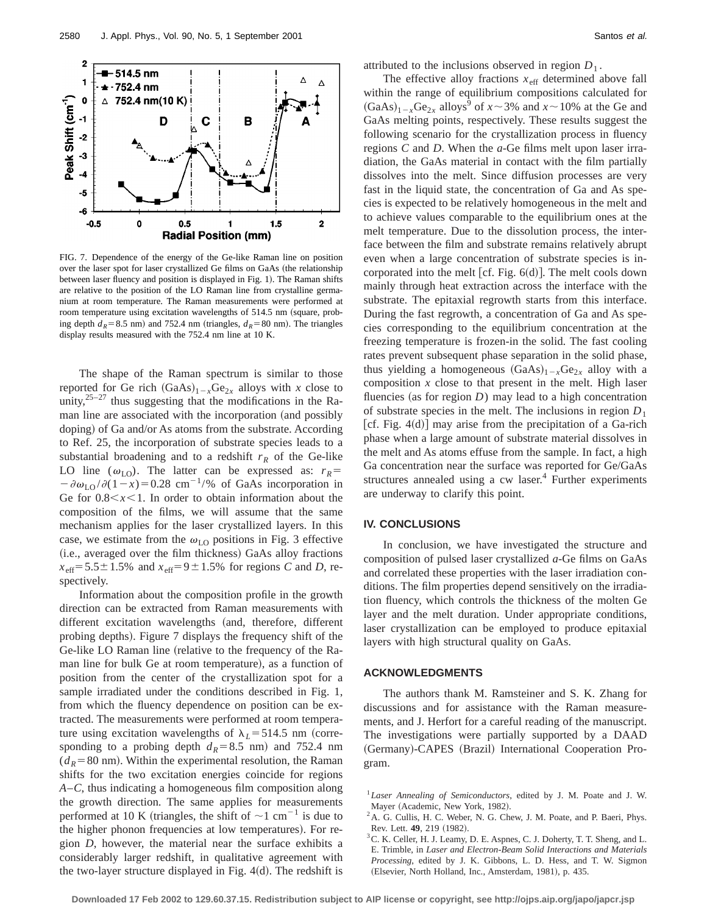FIG. 7. Dependence of the energy of the Ge-like Raman line on position over the laser spot for laser crystallized Ge films on GaAs (the relationship between laser fluency and position is displayed in Fig. 1). The Raman shifts are relative to the position of the LO Raman line from crystalline germanium at room temperature. The Raman measurements were performed at room temperature using excitation wavelengths of 514.5 nm (square, probing depth $d_R=8.5$ nm) and 752.4 nm (triangles, $d_R=80$ nm). The triangles display results measured with the 752.4 nm line at 10 K.

The shape of the Raman spectrum is similar to those reported for Ge rich $(GaAs)_{1-x}Ge_{2x}$ alloys with $x$ close to unity,[25–27] thus suggesting that the modifications in the Raman line are associated with the incorporation (and possibly doping) of Ga and/or As atoms from the substrate. According to Ref. 25, the incorporation of substrate species leads to a substantial broadening and to a redshift $r_R$ of the Ge-like LO line ($\omega_{LO}$). The latter can be expressed as: $r_R = -\partial\omega_{LO}/\partial(1-x) = 0.28\ \mathrm{cm}^{-1}/\%$ of GaAs incorporation in Ge for $0.8<x<1$. In order to obtain information about the composition of the films, we will assume that the same mechanism applies for the laser crystallized layers. In this case, we estimate from the $\omega_{LO}$ positions in Fig. 3 effective (i.e., averaged over the film thickness) GaAs alloy fractions $x_{eff}=5.5\pm1.5\%$ and $x_{eff}=9\pm1.5\%$ for regions $C$ and $D$, respectively.

Information about the composition profile in the growth direction can be extracted from Raman measurements with different excitation wavelengths (and, therefore, different probing depths). Figure 7 displays the frequency shift of the Ge-like LO Raman line (relative to the frequency of the Raman line for bulk Ge at room temperature), as a function of position from the center of the crystallization spot for a sample irradiated under the conditions described in Fig. 1, from which the fluency dependence on position can be extracted. The measurements were performed at room temperature using excitation wavelengths of $\lambda_L=514.5$ nm (corresponding to a probing depth $d_R=8.5$ nm) and 752.4 nm ($d_R=80$ nm). Within the experimental resolution, the Raman shifts for the two excitation energies coincide for regions $A$–$C$, thus indicating a homogeneous film composition along the growth direction. The same applies for measurements performed at 10 K (triangles, the shift of $\sim1\ \mathrm{cm}^{-1}$ is due to the higher phonon frequencies at low temperatures). For region $D$, however, the material near the surface exhibits a considerably larger redshift, in qualitative agreement with the two-layer structure displayed in Fig. 4(d). The redshift is attributed to the inclusions observed in region $D_1$.

The effective alloy fractions $x_{eff}$ determined above fall within the range of equilibrium compositions calculated for $(GaAs)_{1-x}Ge_{2x}$ alloys[9] of $x\sim3\%$ and $x\sim10\%$ at the Ge and GaAs melting points, respectively. These results suggest the following scenario for the crystallization process in fluency regions $C$ and $D$. When the *a*-Ge films melt upon laser irradiation, the GaAs material in contact with the film partially dissolves into the melt. Since diffusion processes are very fast in the liquid state, the concentration of Ga and As species is expected to be relatively homogeneous in the melt and to achieve values comparable to the equilibrium ones at the melt temperature. Due to the dissolution process, the interface between the film and substrate remains relatively abrupt even when a large concentration of substrate species is incorporated into the melt [cf. Fig. 6(d)]. The melt cools down mainly through heat extraction across the interface with the substrate. The epitaxial regrowth starts from this interface. During the fast regrowth, a concentration of Ga and As species corresponding to the equilibrium concentration at the freezing temperature is frozen-in the solid. The fast cooling rates prevent subsequent phase separation in the solid phase, thus yielding a homogeneous $(GaAs)_{1-x}Ge_{2x}$ alloy with a composition $x$ close to that present in the melt. High laser fluencies (as for region $D$) may lead to a high concentration of substrate species in the melt. The inclusions in region $D_1$ [cf. Fig. 4(d)] may arise from the precipitation of a Ga-rich phase when a large amount of substrate material dissolves in the melt and As atoms effuse from the sample. In fact, a high Ga concentration near the surface was reported for Ge/GaAs structures annealed using a cw laser.[4] Further experiments are underway to clarify this point.

## IV. CONCLUSIONS

In conclusion, we have investigated the structure and composition of pulsed laser crystallized *a*-Ge films on GaAs and correlated these properties with the laser irradiation conditions. The film properties depend sensitively on the irradiation fluency, which controls the thickness of the molten Ge layer and the melt duration. Under appropriate conditions, laser crystallization can be employed to produce epitaxial layers with high structural quality on GaAs.

## ACKNOWLEDGMENTS

The authors thank M. Ramsteiner and S. K. Zhang for discussions and for assistance with the Raman measurements, and J. Herfort for a careful reading of the manuscript. The investigations were partially supported by a DAAD (Germany)-CAPES (Brazil) International Cooperation Program.

[1] *Laser Annealing of Semiconductors*, edited by J. M. Poate and J. W. Mayer (Academic, New York, 1982).

[2] A. G. Cullis, H. C. Weber, N. G. Chew, J. M. Poate, and P. Baeri, Phys. Rev. Lett. **49**, 219 (1982).

[3] C. K. Celler, H. J. Leamy, D. E. Aspnes, C. J. Doherty, T. T. Sheng, and L. E. Trimble, in *Laser and Electron-Beam Solid Interactions and Materials Processing*, edited by J. K. Gibbons, L. D. Hess, and T. W. Sigmon (Elsevier, North Holland, Inc., Amsterdam, 1981), p. 435.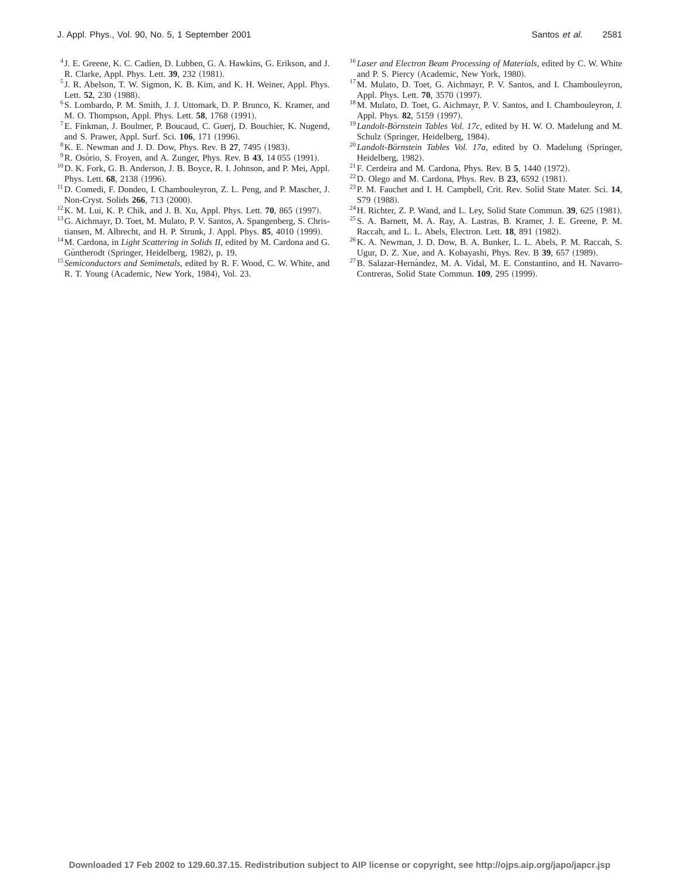[4] J. E. Greene, K. C. Cadien, D. Lubben, G. A. Hawkins, G. Erikson, and J. R. Clarke, Appl. Phys. Lett. **39**, 232 (1981).

[5] J. R. Abelson, T. W. Sigmon, K. B. Kim, and K. H. Weiner, Appl. Phys. Lett. **52**, 230 (1988).

[6] S. Lombardo, P. M. Smith, J. J. Uttomark, D. P. Brunco, K. Kramer, and M. O. Thompson, Appl. Phys. Lett. **58**, 1768 (1991).

[7] E. Finkman, J. Boulmer, P. Boucaud, C. Guerj, D. Bouchier, K. Nugend, and S. Prawer, Appl. Surf. Sci. **106**, 171 (1996).

[8] K. E. Newman and J. D. Dow, Phys. Rev. B **27**, 7495 (1983).

[9] R. Osório, S. Froyen, and A. Zunger, Phys. Rev. B **43**, 14 055 (1991).

[10] D. K. Fork, G. B. Anderson, J. B. Boyce, R. I. Johnson, and P. Mei, Appl. Phys. Lett. **68**, 2138 (1996).

[11] D. Comedi, F. Dondeo, I. Chambouleyron, Z. L. Peng, and P. Mascher, J. Non-Cryst. Solids **266**, 713 (2000).

[12] K. M. Lui, K. P. Chik, and J. B. Xu, Appl. Phys. Lett. **70**, 865 (1997).

[13] G. Aichmayr, D. Toet, M. Mulato, P. V. Santos, A. Spangenberg, S. Christiansen, M. Albrecht, and H. P. Strunk, J. Appl. Phys. **85**, 4010 (1999).

[14] M. Cardona, in *Light Scattering in Solids II*, edited by M. Cardona and G. Güntherodt (Springer, Heidelberg, 1982), p. 19.

[15] *Semiconductors and Semimetals*, edited by R. F. Wood, C. W. White, and R. T. Young (Academic, New York, 1984), Vol. 23.

[16] *Laser and Electron Beam Processing of Materials*, edited by C. W. White and P. S. Piercy (Academic, New York, 1980).

[17] M. Mulato, D. Toet, G. Aichmayr, P. V. Santos, and I. Chambouleyron, Appl. Phys. Lett. **70**, 3570 (1997).

[18] M. Mulato, D. Toet, G. Aichmayr, P. V. Santos, and I. Chambouleyron, J. Appl. Phys. **82**, 5159 (1997).

[19] *Landolt-Börnstein Tables Vol. 17c*, edited by H. W. O. Madelung and M. Schulz (Springer, Heidelberg, 1984).

[20] *Landolt-Börnstein Tables Vol. 17a*, edited by O. Madelung (Springer, Heidelberg, 1982).

[21] F. Cerdeira and M. Cardona, Phys. Rev. B **5**, 1440 (1972).

[22] D. Olego and M. Cardona, Phys. Rev. B **23**, 6592 (1981).

[23] P. M. Fauchet and I. H. Campbell, Crit. Rev. Solid State Mater. Sci. **14**, S79 (1988).

[24] H. Richter, Z. P. Wand, and L. Ley, Solid State Commun. **39**, 625 (1981).

[25] S. A. Barnett, M. A. Ray, A. Lastras, B. Kramer, J. E. Greene, P. M. Raccah, and L. L. Abels, Electron. Lett. **18**, 891 (1982).

[26] K. A. Newman, J. D. Dow, B. A. Bunker, L. L. Abels, P. M. Raccah, S. Ugur, D. Z. Xue, and A. Kobayashi, Phys. Rev. B **39**, 657 (1989).

[27] B. Salazar-Hernández, M. A. Vidal, M. E. Constantino, and H. Navarro-Contreras, Solid State Commun. **109**, 295 (1999).